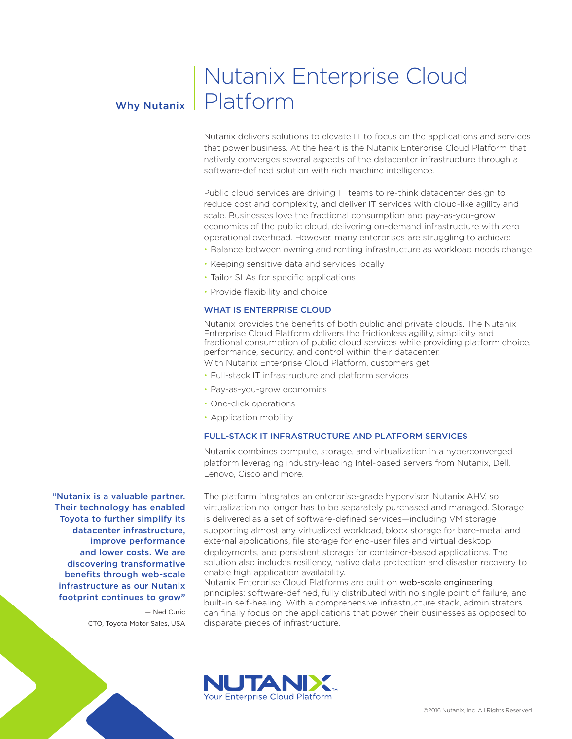Why Nutanix

# Nutanix Enterprise Cloud Platform

Nutanix delivers solutions to elevate IT to focus on the applications and services that power business. At the heart is the Nutanix Enterprise Cloud Platform that natively converges several aspects of the datacenter infrastructure through a software-defined solution with rich machine intelligence.

Public cloud services are driving IT teams to re-think datacenter design to reduce cost and complexity, and deliver IT services with cloud-like agility and scale. Businesses love the fractional consumption and pay-as-you-grow economics of the public cloud, delivering on-demand infrastructure with zero operational overhead. However, many enterprises are struggling to achieve:

- Balance between owning and renting infrastructure as workload needs change
- Keeping sensitive data and services locally
- Tailor SLAs for specific applications
- Provide flexibility and choice

### WHAT IS ENTERPRISE CLOUD

Nutanix provides the benefits of both public and private clouds. The Nutanix Enterprise Cloud Platform delivers the frictionless agility, simplicity and fractional consumption of public cloud services while providing platform choice, performance, security, and control within their datacenter.
With Nutanix Enterprise Cloud Platform, customers get

- Full-stack IT infrastructure and platform services
- Pay-as-you-grow economics
- One-click operations
- Application mobility

### FULL-STACK IT INFRASTRUCTURE AND PLATFORM SERVICES

Nutanix combines compute, storage, and virtualization in a hyperconverged platform leveraging industry-leading Intel-based servers from Nutanix, Dell, Lenovo, Cisco and more.

The platform integrates an enterprise-grade hypervisor, Nutanix AHV, so virtualization no longer has to be separately purchased and managed. Storage is delivered as a set of software-defined services—including VM storage supporting almost any virtualized workload, block storage for bare-metal and external applications, file storage for end-user files and virtual desktop deployments, and persistent storage for container-based applications. The solution also includes resiliency, native data protection and disaster recovery to enable high application availability.
Nutanix Enterprise Cloud Platforms are built on web-scale engineering principles: software-defined, fully distributed with no single point of failure, and built-in self-healing. With a comprehensive infrastructure stack, administrators can finally focus on the applications that power their businesses as opposed to disparate pieces of infrastructure.

**"Nutanix is a valuable partner. Their technology has enabled Toyota to further simplify its datacenter infrastructure, improve performance and lower costs. We are discovering transformative benefits through web-scale infrastructure as our Nutanix footprint continues to grow"**

— Ned Curic
CTO, Toyota Motor Sales, USA

NUTANIX™
Your Enterprise Cloud Platform

©2016 Nutanix, Inc. All Rights Reserved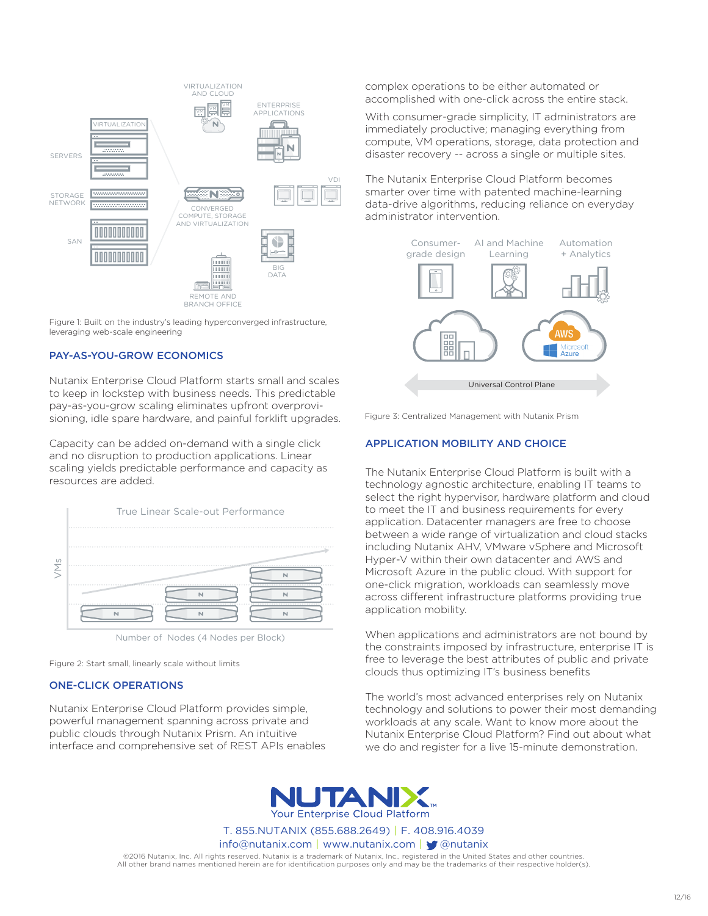VIRTUALIZATION AND CLOUD

ENTERPRISE APPLICATIONS

VIRTUALIZATION

SERVERS

STORAGE NETWORK

SAN

CONVERGED COMPUTE, STORAGE AND VIRTUALIZATION

VDI

BIG DATA

REMOTE AND BRANCH OFFICE

Figure 1: Built on the industry's leading hyperconverged infrastructure, leveraging web-scale engineering

## PAY-AS-YOU-GROW ECONOMICS

Nutanix Enterprise Cloud Platform starts small and scales to keep in lockstep with business needs. This predictable pay-as-you-grow scaling eliminates upfront overprovisioning, idle spare hardware, and painful forklift upgrades.

Capacity can be added on-demand with a single click and no disruption to production applications. Linear scaling yields predictable performance and capacity as resources are added.

True Linear Scale-out Performance

VMs

Number of Nodes (4 Nodes per Block)

Figure 2: Start small, linearly scale without limits

## ONE-CLICK OPERATIONS

Nutanix Enterprise Cloud Platform provides simple, powerful management spanning across private and public clouds through Nutanix Prism. An intuitive interface and comprehensive set of REST APIs enables complex operations to be either automated or accomplished with one-click across the entire stack.

With consumer-grade simplicity, IT administrators are immediately productive; managing everything from compute, VM operations, storage, data protection and disaster recovery -- across a single or multiple sites.

The Nutanix Enterprise Cloud Platform becomes smarter over time with patented machine-learning data-drive algorithms, reducing reliance on everyday administrator intervention.

Consumer-grade design

AI and Machine Learning

Automation + Analytics

AWS

Microsoft Azure

Universal Control Plane

Figure 3: Centralized Management with Nutanix Prism

## APPLICATION MOBILITY AND CHOICE

The Nutanix Enterprise Cloud Platform is built with a technology agnostic architecture, enabling IT teams to select the right hypervisor, hardware platform and cloud to meet the IT and business requirements for every application. Datacenter managers are free to choose between a wide range of virtualization and cloud stacks including Nutanix AHV, VMware vSphere and Microsoft Hyper-V within their own datacenter and AWS and Microsoft Azure in the public cloud. With support for one-click migration, workloads can seamlessly move across different infrastructure platforms providing true application mobility.

When applications and administrators are not bound by the constraints imposed by infrastructure, enterprise IT is free to leverage the best attributes of public and private clouds thus optimizing IT's business benefits

The world's most advanced enterprises rely on Nutanix technology and solutions to power their most demanding workloads at any scale. Want to know more about the Nutanix Enterprise Cloud Platform? Find out about what we do and register for a live 15-minute demonstration.

NUTANIX™

Your Enterprise Cloud Platform

T. 855.NUTANIX (855.688.2649) | F. 408.916.4039

info@nutanix.com | www.nutanix.com | @nutanix

©2016 Nutanix, Inc. All rights reserved. Nutanix is a trademark of Nutanix, Inc., registered in the United States and other countries. All other brand names mentioned herein are for identification purposes only and may be the trademarks of their respective holder(s).